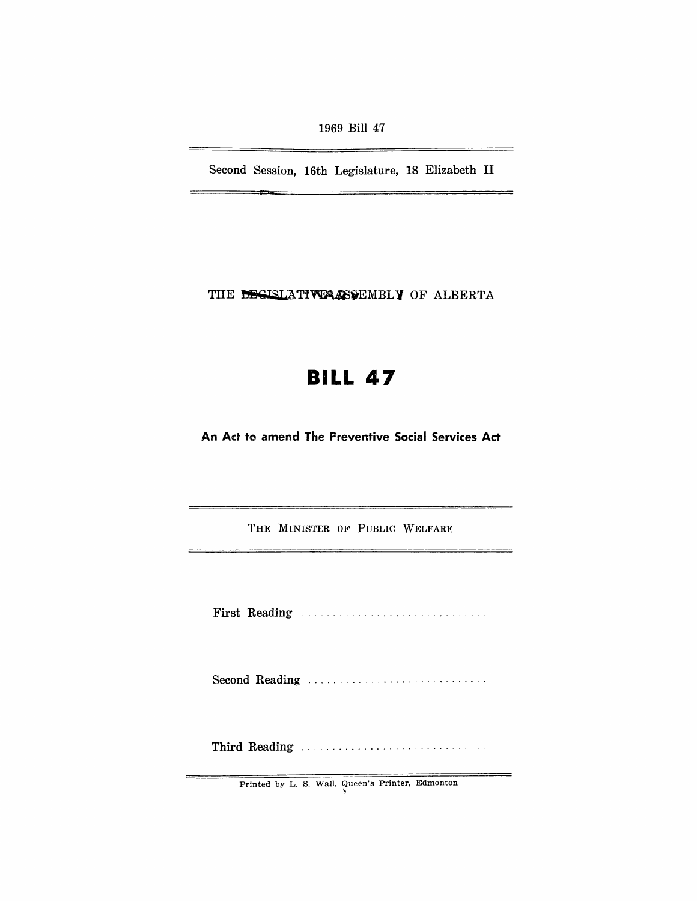1969 Bill 47

Second Session, 16th Legislature, 18 Elizabeth II

THE LEGISLATIVE ASSEMBLY OF ALBERTA

# BILL 47

## An Act to amend The Preventive Social Services Act

THE MINISTER OF PUBLIC WELFARE

First Reading ..............................

Second Reading ..............................

Third Reading ..............................

Printed by L. S. Wall, Queen's Printer, Edmonton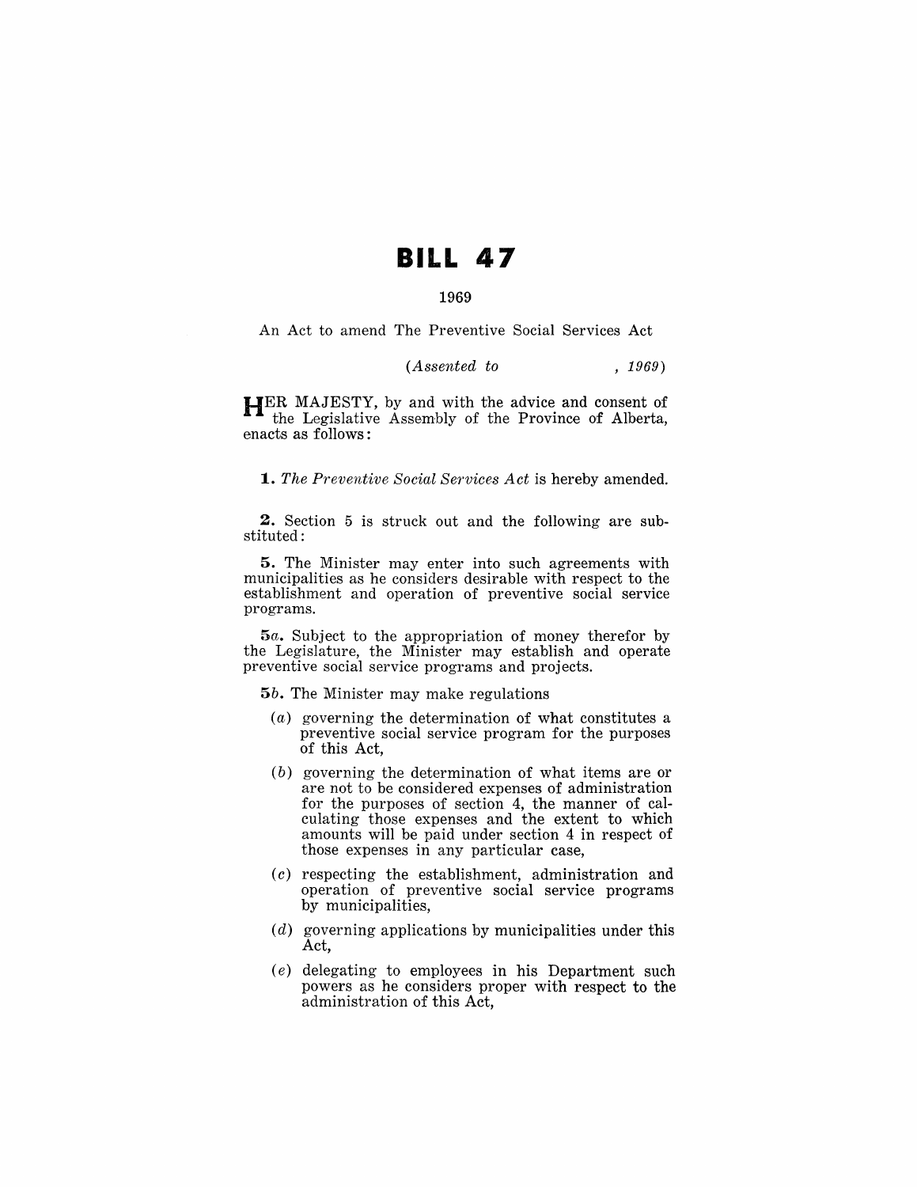# BILL 47

1969

An Act to amend The Preventive Social Services Act

*(Assented to , 1969)*

HER MAJESTY, by and with the advice and consent of the Legislative Assembly of the Province of Alberta, enacts as follows:

**1.** *The Preventive Social Services Act* is hereby amended.

**2.** Section 5 is struck out and the following are substituted:

**5.** The Minister may enter into such agreements with municipalities as he considers desirable with respect to the establishment and operation of preventive social service programs.

**5*a*.** Subject to the appropriation of money therefor by the Legislature, the Minister may establish and operate preventive social service programs and projects.

**5*b*.** The Minister may make regulations

(*a*) governing the determination of what constitutes a preventive social service program for the purposes of this Act,

(*b*) governing the determination of what items are or are not to be considered expenses of administration for the purposes of section 4, the manner of calculating those expenses and the extent to which amounts will be paid under section 4 in respect of those expenses in any particular case,

(*c*) respecting the establishment, administration and operation of preventive social service programs by municipalities,

(*d*) governing applications by municipalities under this Act,

(*e*) delegating to employees in his Department such powers as he considers proper with respect to the administration of this Act,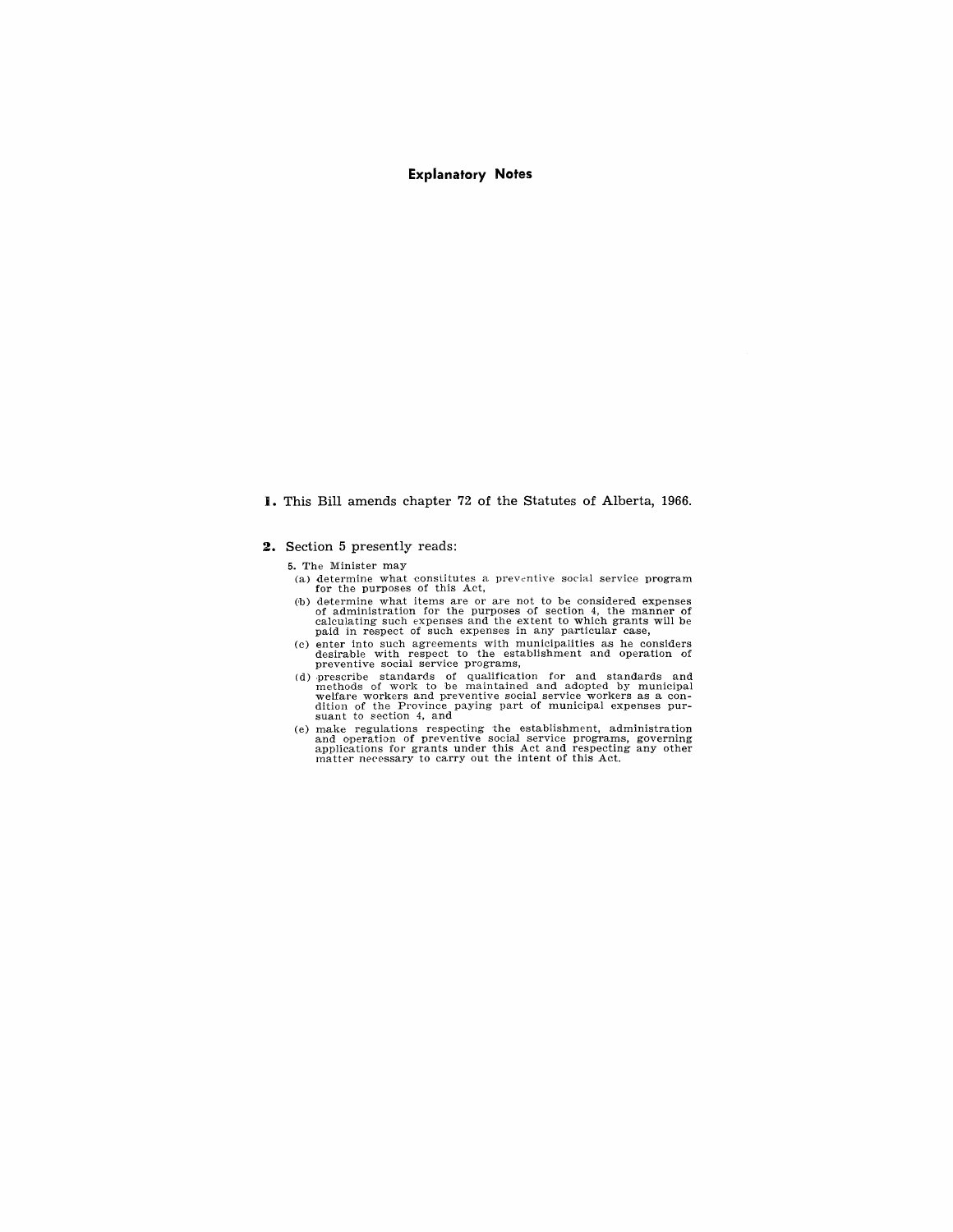## Explanatory Notes

**1.** This Bill amends chapter 72 of the Statutes of Alberta, 1966.

**2.** Section 5 presently reads:

5. The Minister may

(a) determine what constitutes a preventive social service program for the purposes of this Act,

(b) determine what items are or are not to be considered expenses of administration for the purposes of section 4, the manner of calculating such expenses and the extent to which grants will be paid in respect of such expenses in any particular case,

(c) enter into such agreements with municipalities as he considers desirable with respect to the establishment and operation of preventive social service programs,

(d) prescribe standards of qualification for and standards and methods of work to be maintained and adopted by municipal welfare workers and preventive social service workers as a condition of the Province paying part of municipal expenses pursuant to section 4, and

(e) make regulations respecting the establishment, administration and operation of preventive social service programs, governing applications for grants under this Act and respecting any other matter necessary to carry out the intent of this Act.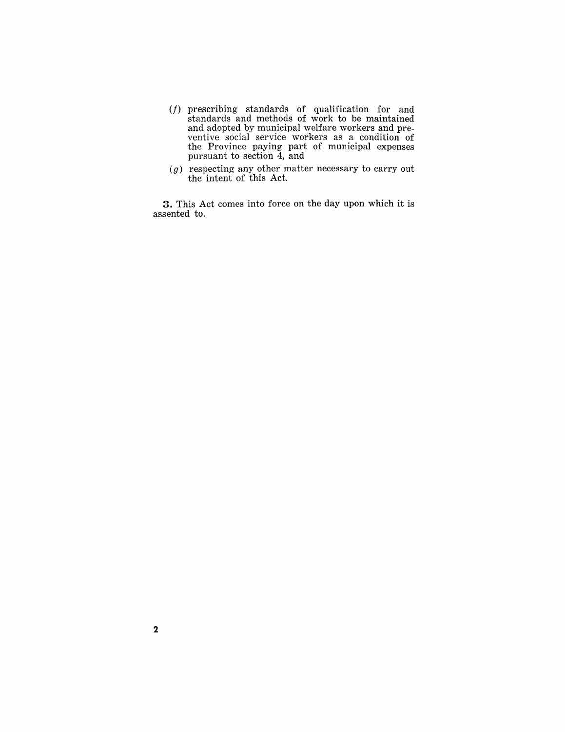(*f*) prescribing standards of qualification for and standards and methods of work to be maintained and adopted by municipal welfare workers and preventive social service workers as a condition of the Province paying part of municipal expenses pursuant to section 4, and

(*g*) respecting any other matter necessary to carry out the intent of this Act.

**3.** This Act comes into force on the day upon which it is assented to.